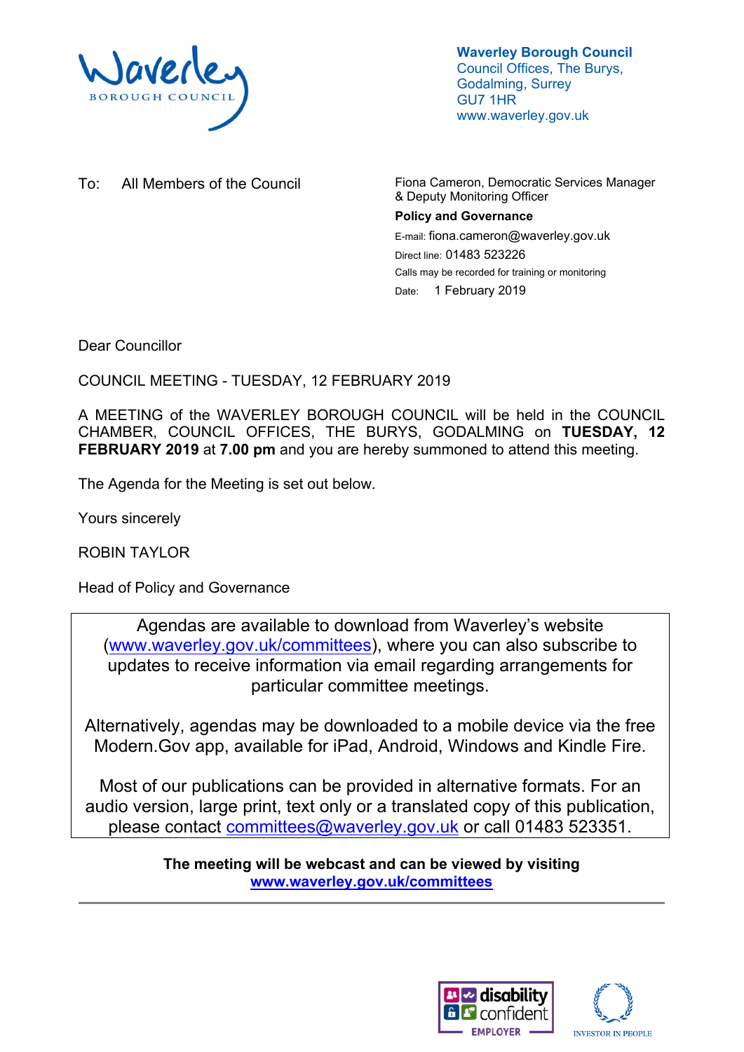**Waverley Borough Council**
Council Offices, The Burys,
Godalming, Surrey
GU7 1HR
www.waverley.gov.uk

To: All Members of the Council

Fiona Cameron, Democratic Services Manager & Deputy Monitoring Officer
**Policy and Governance**
E-mail: fiona.cameron@waverley.gov.uk
Direct line: 01483 523226
Calls may be recorded for training or monitoring
Date: 1 February 2019

Dear Councillor

COUNCIL MEETING - TUESDAY, 12 FEBRUARY 2019

A MEETING of the WAVERLEY BOROUGH COUNCIL will be held in the COUNCIL CHAMBER, COUNCIL OFFICES, THE BURYS, GODALMING on **TUESDAY, 12 FEBRUARY 2019** at **7.00 pm** and you are hereby summoned to attend this meeting.

The Agenda for the Meeting is set out below.

Yours sincerely

ROBIN TAYLOR

Head of Policy and Governance

Agendas are available to download from Waverley's website (www.waverley.gov.uk/committees), where you can also subscribe to updates to receive information via email regarding arrangements for particular committee meetings.

Alternatively, agendas may be downloaded to a mobile device via the free Modern.Gov app, available for iPad, Android, Windows and Kindle Fire.

Most of our publications can be provided in alternative formats. For an audio version, large print, text only or a translated copy of this publication, please contact committees@waverley.gov.uk or call 01483 523351.

**The meeting will be webcast and can be viewed by visiting www.waverley.gov.uk/committees**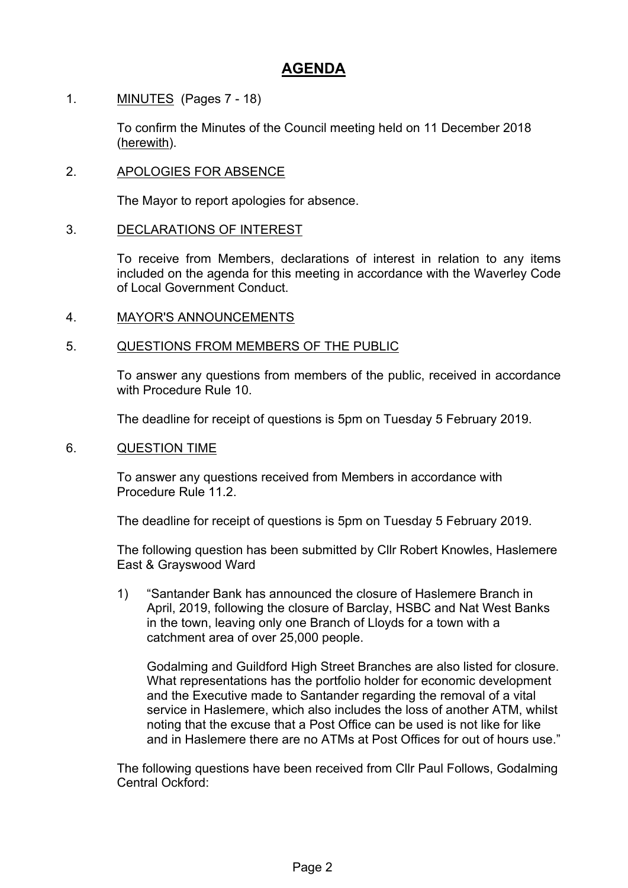# AGENDA

1. MINUTES (Pages 7 - 18)

   To confirm the Minutes of the Council meeting held on 11 December 2018 (herewith).

2. APOLOGIES FOR ABSENCE

   The Mayor to report apologies for absence.

3. DECLARATIONS OF INTEREST

   To receive from Members, declarations of interest in relation to any items included on the agenda for this meeting in accordance with the Waverley Code of Local Government Conduct.

4. MAYOR'S ANNOUNCEMENTS

5. QUESTIONS FROM MEMBERS OF THE PUBLIC

   To answer any questions from members of the public, received in accordance with Procedure Rule 10.

   The deadline for receipt of questions is 5pm on Tuesday 5 February 2019.

6. QUESTION TIME

   To answer any questions received from Members in accordance with Procedure Rule 11.2.

   The deadline for receipt of questions is 5pm on Tuesday 5 February 2019.

   The following question has been submitted by Cllr Robert Knowles, Haslemere East & Grayswood Ward

   1) "Santander Bank has announced the closure of Haslemere Branch in April, 2019, following the closure of Barclay, HSBC and Nat West Banks in the town, leaving only one Branch of Lloyds for a town with a catchment area of over 25,000 people.

      Godalming and Guildford High Street Branches are also listed for closure. What representations has the portfolio holder for economic development and the Executive made to Santander regarding the removal of a vital service in Haslemere, which also includes the loss of another ATM, whilst noting that the excuse that a Post Office can be used is not like for like and in Haslemere there are no ATMs at Post Offices for out of hours use."

   The following questions have been received from Cllr Paul Follows, Godalming Central Ockford: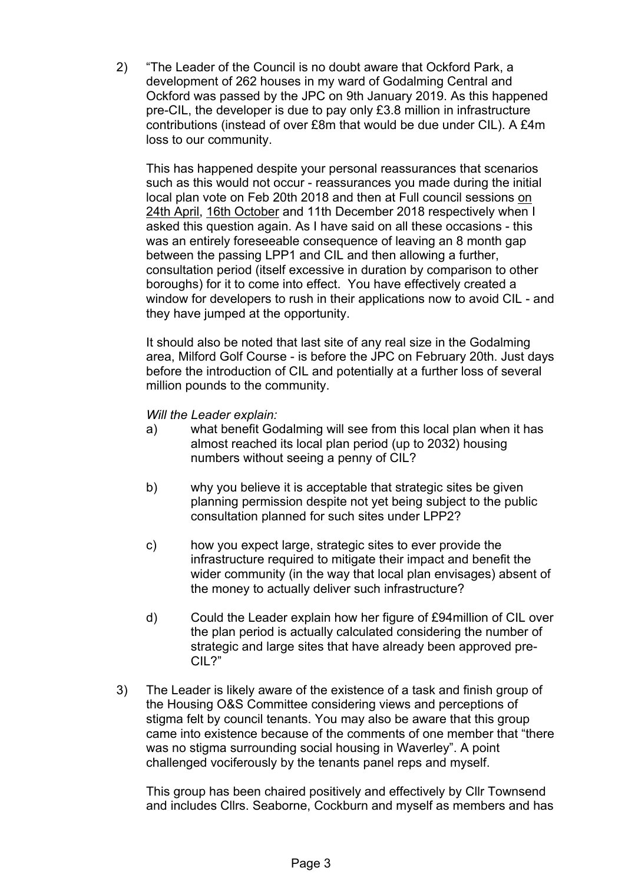2) "The Leader of the Council is no doubt aware that Ockford Park, a development of 262 houses in my ward of Godalming Central and Ockford was passed by the JPC on 9th January 2019. As this happened pre-CIL, the developer is due to pay only £3.8 million in infrastructure contributions (instead of over £8m that would be due under CIL). A £4m loss to our community.

   This has happened despite your personal reassurances that scenarios such as this would not occur - reassurances you made during the initial local plan vote on Feb 20th 2018 and then at Full council sessions on 24th April, 16th October and 11th December 2018 respectively when I asked this question again. As I have said on all these occasions - this was an entirely foreseeable consequence of leaving an 8 month gap between the passing LPP1 and CIL and then allowing a further, consultation period (itself excessive in duration by comparison to other boroughs) for it to come into effect. You have effectively created a window for developers to rush in their applications now to avoid CIL - and they have jumped at the opportunity.

   It should also be noted that last site of any real size in the Godalming area, Milford Golf Course - is before the JPC on February 20th. Just days before the introduction of CIL and potentially at a further loss of several million pounds to the community.

   *Will the Leader explain:*

   a) what benefit Godalming will see from this local plan when it has almost reached its local plan period (up to 2032) housing numbers without seeing a penny of CIL?

   b) why you believe it is acceptable that strategic sites be given planning permission despite not yet being subject to the public consultation planned for such sites under LPP2?

   c) how you expect large, strategic sites to ever provide the infrastructure required to mitigate their impact and benefit the wider community (in the way that local plan envisages) absent of the money to actually deliver such infrastructure?

   d) Could the Leader explain how her figure of £94million of CIL over the plan period is actually calculated considering the number of strategic and large sites that have already been approved pre-CIL?"

3) The Leader is likely aware of the existence of a task and finish group of the Housing O&S Committee considering views and perceptions of stigma felt by council tenants. You may also be aware that this group came into existence because of the comments of one member that "there was no stigma surrounding social housing in Waverley". A point challenged vociferously by the tenants panel reps and myself.

   This group has been chaired positively and effectively by Cllr Townsend and includes Cllrs. Seaborne, Cockburn and myself as members and has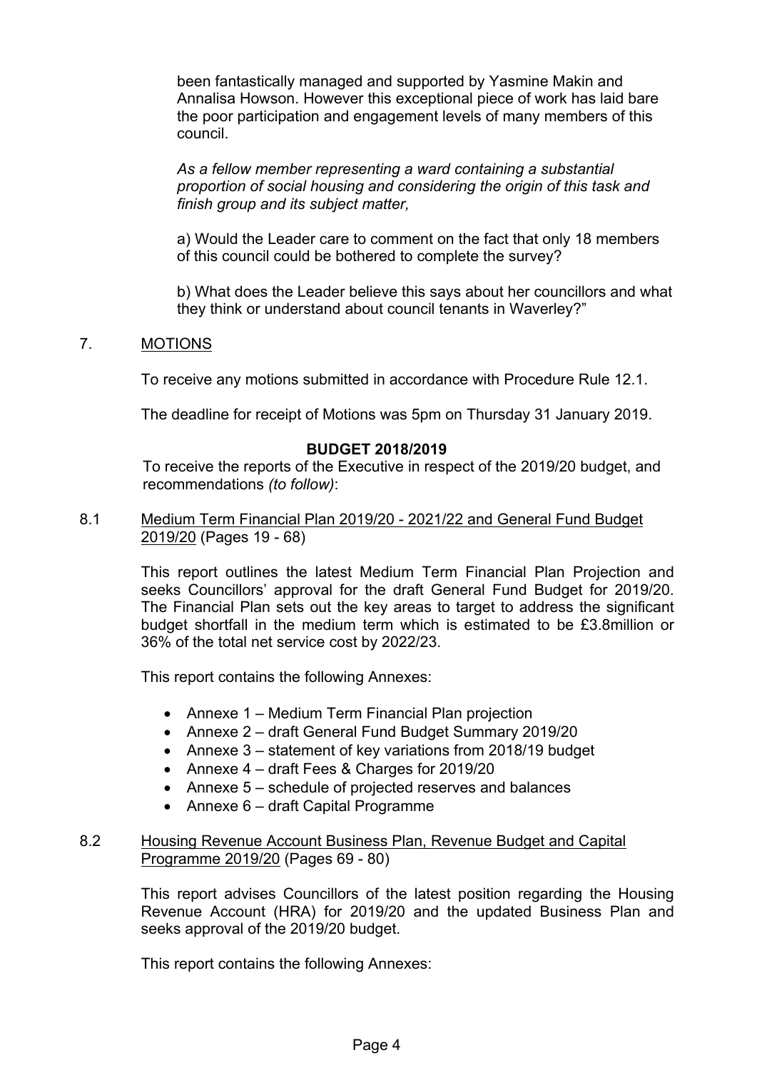been fantastically managed and supported by Yasmine Makin and Annalisa Howson. However this exceptional piece of work has laid bare the poor participation and engagement levels of many members of this council.

*As a fellow member representing a ward containing a substantial proportion of social housing and considering the origin of this task and finish group and its subject matter,*

a) Would the Leader care to comment on the fact that only 18 members of this council could be bothered to complete the survey?

b) What does the Leader believe this says about her councillors and what they think or understand about council tenants in Waverley?"

## 7. MOTIONS

To receive any motions submitted in accordance with Procedure Rule 12.1.

The deadline for receipt of Motions was 5pm on Thursday 31 January 2019.

## BUDGET 2018/2019

To receive the reports of the Executive in respect of the 2019/20 budget, and recommendations *(to follow)*:

### 8.1 Medium Term Financial Plan 2019/20 - 2021/22 and General Fund Budget 2019/20 (Pages 19 - 68)

This report outlines the latest Medium Term Financial Plan Projection and seeks Councillors' approval for the draft General Fund Budget for 2019/20. The Financial Plan sets out the key areas to target to address the significant budget shortfall in the medium term which is estimated to be £3.8million or 36% of the total net service cost by 2022/23.

This report contains the following Annexes:

- Annexe 1 – Medium Term Financial Plan projection
- Annexe 2 – draft General Fund Budget Summary 2019/20
- Annexe 3 – statement of key variations from 2018/19 budget
- Annexe 4 – draft Fees & Charges for 2019/20
- Annexe 5 – schedule of projected reserves and balances
- Annexe 6 – draft Capital Programme

### 8.2 Housing Revenue Account Business Plan, Revenue Budget and Capital Programme 2019/20 (Pages 69 - 80)

This report advises Councillors of the latest position regarding the Housing Revenue Account (HRA) for 2019/20 and the updated Business Plan and seeks approval of the 2019/20 budget.

This report contains the following Annexes: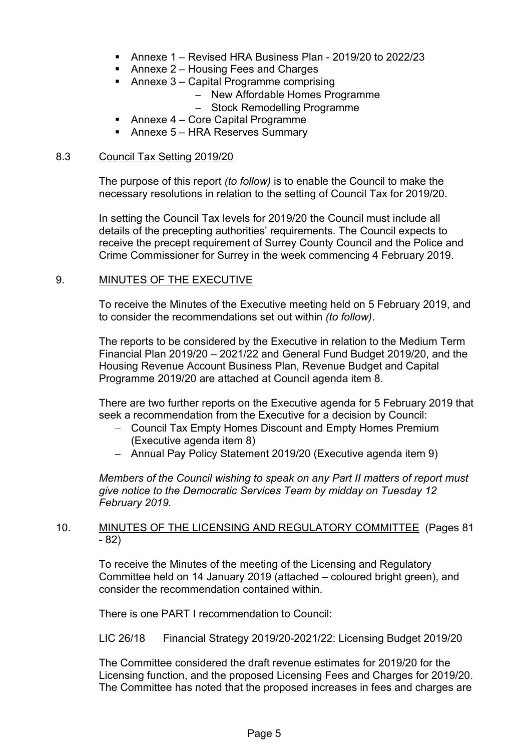- Annexe 1 – Revised HRA Business Plan - 2019/20 to 2022/23
- Annexe 2 – Housing Fees and Charges
- Annexe 3 – Capital Programme comprising
  - New Affordable Homes Programme
  - Stock Remodelling Programme
- Annexe 4 – Core Capital Programme
- Annexe 5 – HRA Reserves Summary

8.3 Council Tax Setting 2019/20

The purpose of this report *(to follow)* is to enable the Council to make the necessary resolutions in relation to the setting of Council Tax for 2019/20.

In setting the Council Tax levels for 2019/20 the Council must include all details of the precepting authorities' requirements. The Council expects to receive the precept requirement of Surrey County Council and the Police and Crime Commissioner for Surrey in the week commencing 4 February 2019.

## 9. MINUTES OF THE EXECUTIVE

To receive the Minutes of the Executive meeting held on 5 February 2019, and to consider the recommendations set out within *(to follow)*.

The reports to be considered by the Executive in relation to the Medium Term Financial Plan 2019/20 – 2021/22 and General Fund Budget 2019/20, and the Housing Revenue Account Business Plan, Revenue Budget and Capital Programme 2019/20 are attached at Council agenda item 8.

There are two further reports on the Executive agenda for 5 February 2019 that seek a recommendation from the Executive for a decision by Council:

- Council Tax Empty Homes Discount and Empty Homes Premium (Executive agenda item 8)
- Annual Pay Policy Statement 2019/20 (Executive agenda item 9)

*Members of the Council wishing to speak on any Part II matters of report must give notice to the Democratic Services Team by midday on Tuesday 12 February 2019.*

## 10. MINUTES OF THE LICENSING AND REGULATORY COMMITTEE (Pages 81 - 82)

To receive the Minutes of the meeting of the Licensing and Regulatory Committee held on 14 January 2019 (attached – coloured bright green), and consider the recommendation contained within.

There is one PART I recommendation to Council:

LIC 26/18 Financial Strategy 2019/20-2021/22: Licensing Budget 2019/20

The Committee considered the draft revenue estimates for 2019/20 for the Licensing function, and the proposed Licensing Fees and Charges for 2019/20. The Committee has noted that the proposed increases in fees and charges are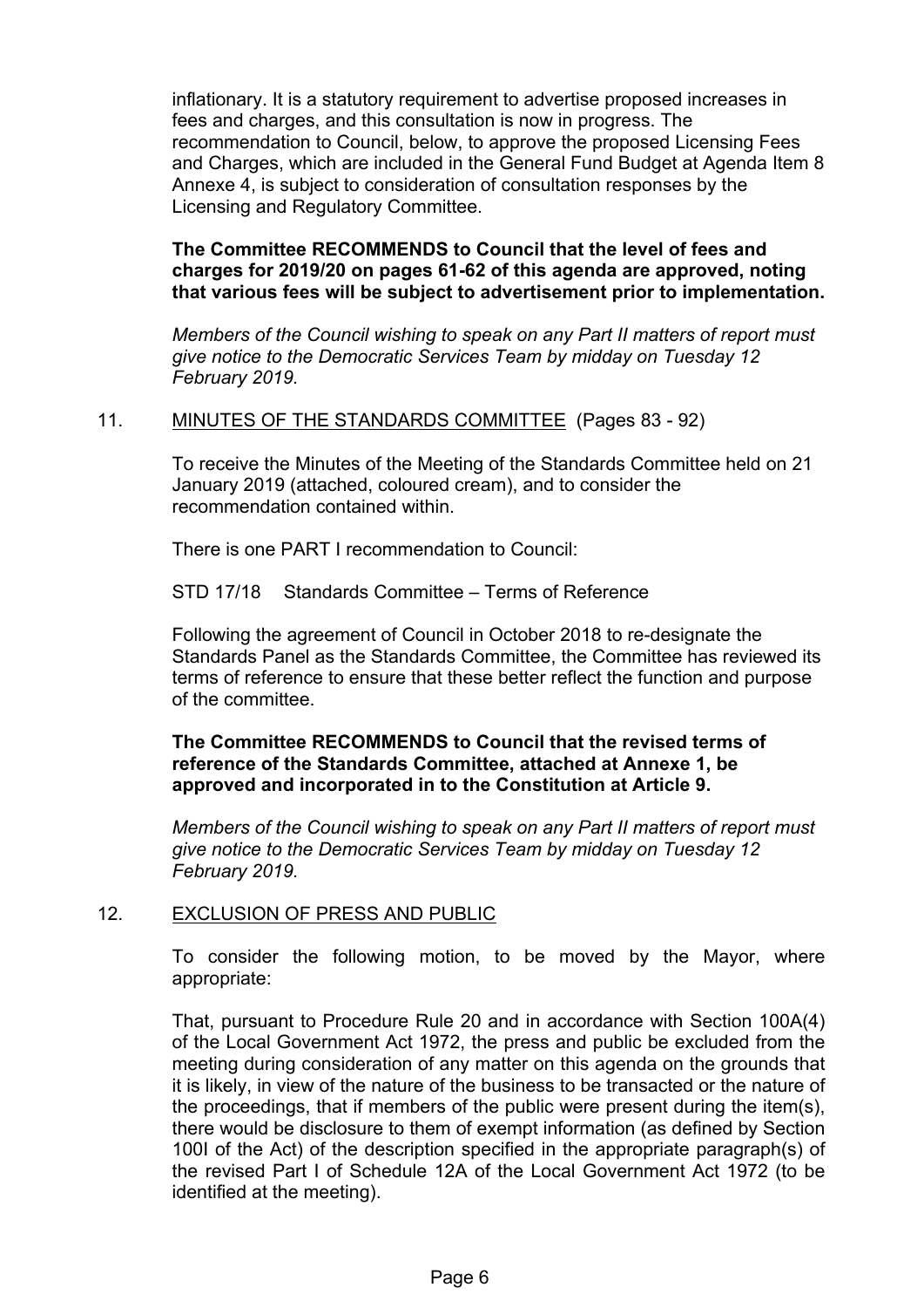inflationary. It is a statutory requirement to advertise proposed increases in fees and charges, and this consultation is now in progress. The recommendation to Council, below, to approve the proposed Licensing Fees and Charges, which are included in the General Fund Budget at Agenda Item 8 Annexe 4, is subject to consideration of consultation responses by the Licensing and Regulatory Committee.

**The Committee RECOMMENDS to Council that the level of fees and charges for 2019/20 on pages 61-62 of this agenda are approved, noting that various fees will be subject to advertisement prior to implementation.**

*Members of the Council wishing to speak on any Part II matters of report must give notice to the Democratic Services Team by midday on Tuesday 12 February 2019.*

11. MINUTES OF THE STANDARDS COMMITTEE (Pages 83 - 92)

To receive the Minutes of the Meeting of the Standards Committee held on 21 January 2019 (attached, coloured cream), and to consider the recommendation contained within.

There is one PART I recommendation to Council:

STD 17/18 Standards Committee – Terms of Reference

Following the agreement of Council in October 2018 to re-designate the Standards Panel as the Standards Committee, the Committee has reviewed its terms of reference to ensure that these better reflect the function and purpose of the committee.

**The Committee RECOMMENDS to Council that the revised terms of reference of the Standards Committee, attached at Annexe 1, be approved and incorporated in to the Constitution at Article 9.**

*Members of the Council wishing to speak on any Part II matters of report must give notice to the Democratic Services Team by midday on Tuesday 12 February 2019.*

12. EXCLUSION OF PRESS AND PUBLIC

To consider the following motion, to be moved by the Mayor, where appropriate:

That, pursuant to Procedure Rule 20 and in accordance with Section 100A(4) of the Local Government Act 1972, the press and public be excluded from the meeting during consideration of any matter on this agenda on the grounds that it is likely, in view of the nature of the business to be transacted or the nature of the proceedings, that if members of the public were present during the item(s), there would be disclosure to them of exempt information (as defined by Section 100I of the Act) of the description specified in the appropriate paragraph(s) of the revised Part I of Schedule 12A of the Local Government Act 1972 (to be identified at the meeting).